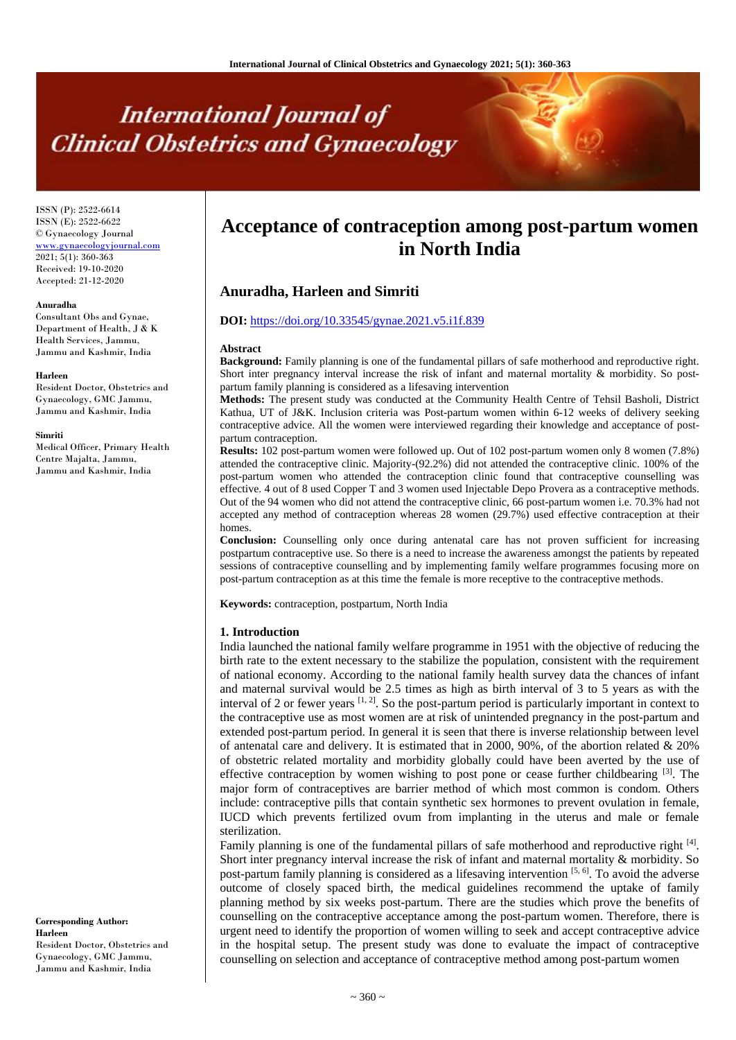# Acceptance of contraception among post-partum women in North India

**Anuradha, Harleen and Simriti**

**DOI:** https://doi.org/10.33545/gynae.2021.v5.i1f.839

ISSN (P): 2522-6614
ISSN (E): 2522-6622
© Gynaecology Journal
www.gynaecologyjournal.com
2021; 5(1): 360-363
Received: 19-10-2020
Accepted: 21-12-2020

**Anuradha**
Consultant Obs and Gynae, Department of Health, J & K Health Services, Jammu, Jammu and Kashmir, India

**Harleen**
Resident Doctor, Obstetrics and Gynaecology, GMC Jammu, Jammu and Kashmir, India

**Simriti**
Medical Officer, Primary Health Centre Majalta, Jammu, Jammu and Kashmir, India

**Corresponding Author:**
**Harleen**
Resident Doctor, Obstetrics and Gynaecology, GMC Jammu, Jammu and Kashmir, India

### Abstract

**Background:** Family planning is one of the fundamental pillars of safe motherhood and reproductive right. Short inter pregnancy interval increase the risk of infant and maternal mortality & morbidity. So post-partum family planning is considered as a lifesaving intervention

**Methods:** The present study was conducted at the Community Health Centre of Tehsil Basholi, District Kathua, UT of J&K. Inclusion criteria was Post-partum women within 6-12 weeks of delivery seeking contraceptive advice. All the women were interviewed regarding their knowledge and acceptance of post-partum contraception.

**Results:** 102 post-partum women were followed up. Out of 102 post-partum women only 8 women (7.8%) attended the contraceptive clinic. Majority-(92.2%) did not attended the contraceptive clinic. 100% of the post-partum women who attended the contraception clinic found that contraceptive counselling was effective. 4 out of 8 used Copper T and 3 women used Injectable Depo Provera as a contraceptive methods. Out of the 94 women who did not attend the contraceptive clinic, 66 post-partum women i.e. 70.3% had not accepted any method of contraception whereas 28 women (29.7%) used effective contraception at their homes.

**Conclusion:** Counselling only once during antenatal care has not proven sufficient for increasing postpartum contraceptive use. So there is a need to increase the awareness amongst the patients by repeated sessions of contraceptive counselling and by implementing family welfare programmes focusing more on post-partum contraception as at this time the female is more receptive to the contraceptive methods.

**Keywords:** contraception, postpartum, North India

## 1. Introduction

India launched the national family welfare programme in 1951 with the objective of reducing the birth rate to the extent necessary to the stabilize the population, consistent with the requirement of national economy. According to the national family health survey data the chances of infant and maternal survival would be 2.5 times as high as birth interval of 3 to 5 years as with the interval of 2 or fewer years [1, 2]. So the post-partum period is particularly important in context to the contraceptive use as most women are at risk of unintended pregnancy in the post-partum and extended post-partum period. In general it is seen that there is inverse relationship between level of antenatal care and delivery. It is estimated that in 2000, 90%, of the abortion related & 20% of obstetric related mortality and morbidity globally could have been averted by the use of effective contraception by women wishing to post pone or cease further childbearing [3]. The major form of contraceptives are barrier method of which most common is condom. Others include: contraceptive pills that contain synthetic sex hormones to prevent ovulation in female, IUCD which prevents fertilized ovum from implanting in the uterus and male or female sterilization.

Family planning is one of the fundamental pillars of safe motherhood and reproductive right [4]. Short inter pregnancy interval increase the risk of infant and maternal mortality & morbidity. So post-partum family planning is considered as a lifesaving intervention [5, 6]. To avoid the adverse outcome of closely spaced birth, the medical guidelines recommend the uptake of family planning method by six weeks post-partum. There are the studies which prove the benefits of counselling on the contraceptive acceptance among the post-partum women. Therefore, there is urgent need to identify the proportion of women willing to seek and accept contraceptive advice in the hospital setup. The present study was done to evaluate the impact of contraceptive counselling on selection and acceptance of contraceptive method among post-partum women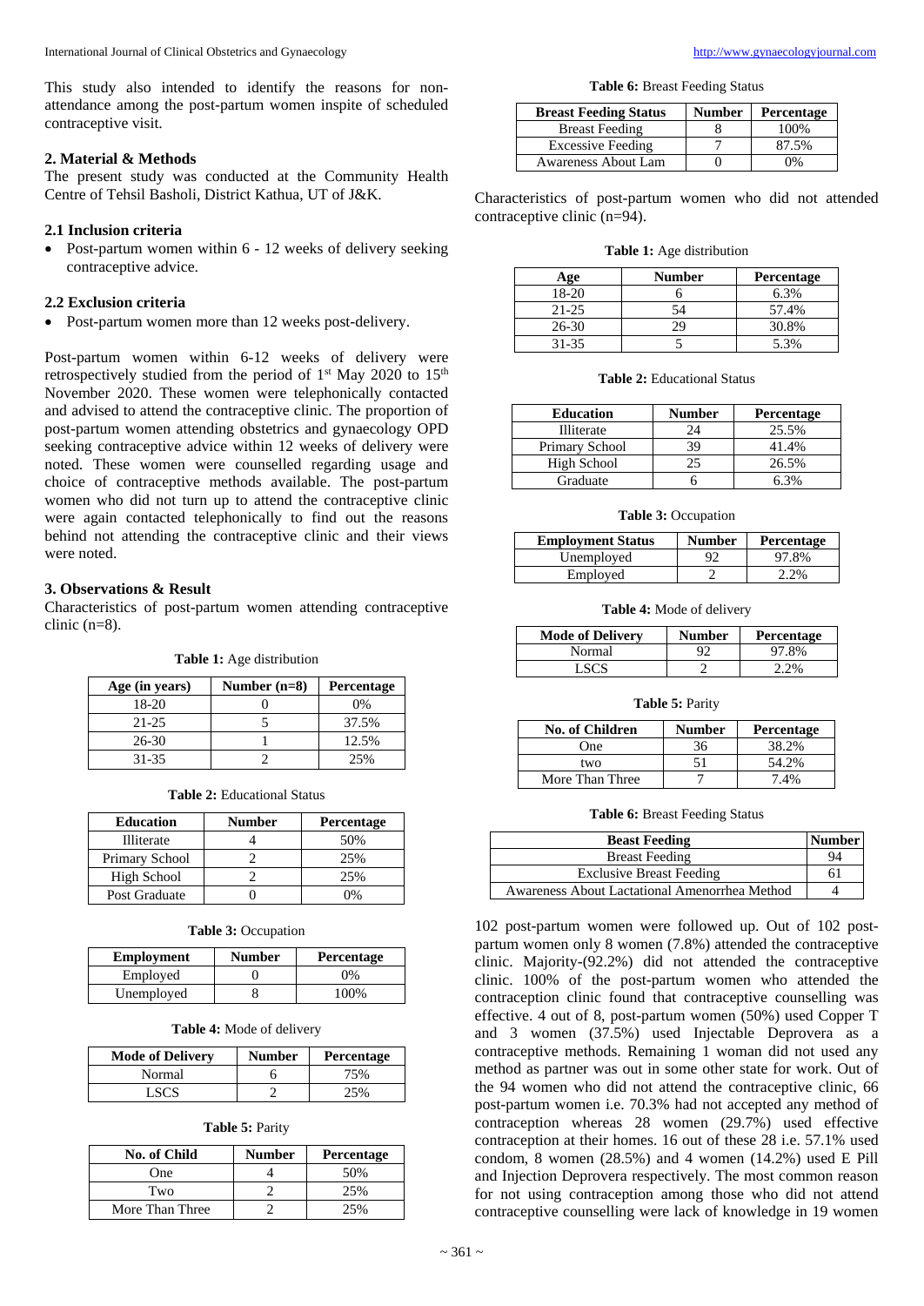This study also intended to identify the reasons for non-attendance among the post-partum women inspite of scheduled contraceptive visit.

## 2. Material & Methods

The present study was conducted at the Community Health Centre of Tehsil Basholi, District Kathua, UT of J&K.

### 2.1 Inclusion criteria

- Post-partum women within 6 - 12 weeks of delivery seeking contraceptive advice.

### 2.2 Exclusion criteria

- Post-partum women more than 12 weeks post-delivery.

Post-partum women within 6-12 weeks of delivery were retrospectively studied from the period of 1st May 2020 to 15th November 2020. These women were telephonically contacted and advised to attend the contraceptive clinic. The proportion of post-partum women attending obstetrics and gynaecology OPD seeking contraceptive advice within 12 weeks of delivery were noted. These women were counselled regarding usage and choice of contraceptive methods available. The post-partum women who did not turn up to attend the contraceptive clinic were again contacted telephonically to find out the reasons behind not attending the contraceptive clinic and their views were noted.

## 3. Observations & Result

Characteristics of post-partum women attending contraceptive clinic (n=8).

**Table 1:** Age distribution

| Age (in years) | Number (n=8) | Percentage |
|---|---|---|
| 18-20 | 0 | 0% |
| 21-25 | 5 | 37.5% |
| 26-30 | 1 | 12.5% |
| 31-35 | 2 | 25% |

**Table 2:** Educational Status

| Education | Number | Percentage |
|---|---|---|
| Illiterate | 4 | 50% |
| Primary School | 2 | 25% |
| High School | 2 | 25% |
| Post Graduate | 0 | 0% |

**Table 3:** Occupation

| Employment | Number | Percentage |
|---|---|---|
| Employed | 0 | 0% |
| Unemployed | 8 | 100% |

**Table 4:** Mode of delivery

| Mode of Delivery | Number | Percentage |
|---|---|---|
| Normal | 6 | 75% |
| LSCS | 2 | 25% |

**Table 5:** Parity

| No. of Child | Number | Percentage |
|---|---|---|
| One | 4 | 50% |
| Two | 2 | 25% |
| More Than Three | 2 | 25% |

**Table 6:** Breast Feeding Status

| Breast Feeding Status | Number | Percentage |
|---|---|---|
| Breast Feeding | 8 | 100% |
| Excessive Feeding | 7 | 87.5% |
| Awareness About Lam | 0 | 0% |

Characteristics of post-partum women who did not attended contraceptive clinic (n=94).

**Table 1:** Age distribution

| Age | Number | Percentage |
|---|---|---|
| 18-20 | 6 | 6.3% |
| 21-25 | 54 | 57.4% |
| 26-30 | 29 | 30.8% |
| 31-35 | 5 | 5.3% |

**Table 2:** Educational Status

| Education | Number | Percentage |
|---|---|---|
| Illiterate | 24 | 25.5% |
| Primary School | 39 | 41.4% |
| High School | 25 | 26.5% |
| Graduate | 6 | 6.3% |

**Table 3:** Occupation

| Employment Status | Number | Percentage |
|---|---|---|
| Unemployed | 92 | 97.8% |
| Employed | 2 | 2.2% |

**Table 4:** Mode of delivery

| Mode of Delivery | Number | Percentage |
|---|---|---|
| Normal | 92 | 97.8% |
| LSCS | 2 | 2.2% |

**Table 5:** Parity

| No. of Children | Number | Percentage |
|---|---|---|
| One | 36 | 38.2% |
| two | 51 | 54.2% |
| More Than Three | 7 | 7.4% |

**Table 6:** Breast Feeding Status

| Beast Feeding | Number |
|---|---|
| Breast Feeding | 94 |
| Exclusive Breast Feeding | 61 |
| Awareness About Lactational Amenorrhea Method | 4 |

102 post-partum women were followed up. Out of 102 post-partum women only 8 women (7.8%) attended the contraceptive clinic. Majority-(92.2%) did not attended the contraceptive clinic. 100% of the post-partum women who attended the contraception clinic found that contraceptive counselling was effective. 4 out of 8, post-partum women (50%) used Copper T and 3 women (37.5%) used Injectable Deprovera as a contraceptive methods. Remaining 1 woman did not used any method as partner was out in some other state for work. Out of the 94 women who did not attend the contraceptive clinic, 66 post-partum women i.e. 70.3% had not accepted any method of contraception whereas 28 women (29.7%) used effective contraception at their homes. 16 out of these 28 i.e. 57.1% used condom, 8 women (28.5%) and 4 women (14.2%) used E Pill and Injection Deprovera respectively. The most common reason for not using contraception among those who did not attend contraceptive counselling were lack of knowledge in 19 women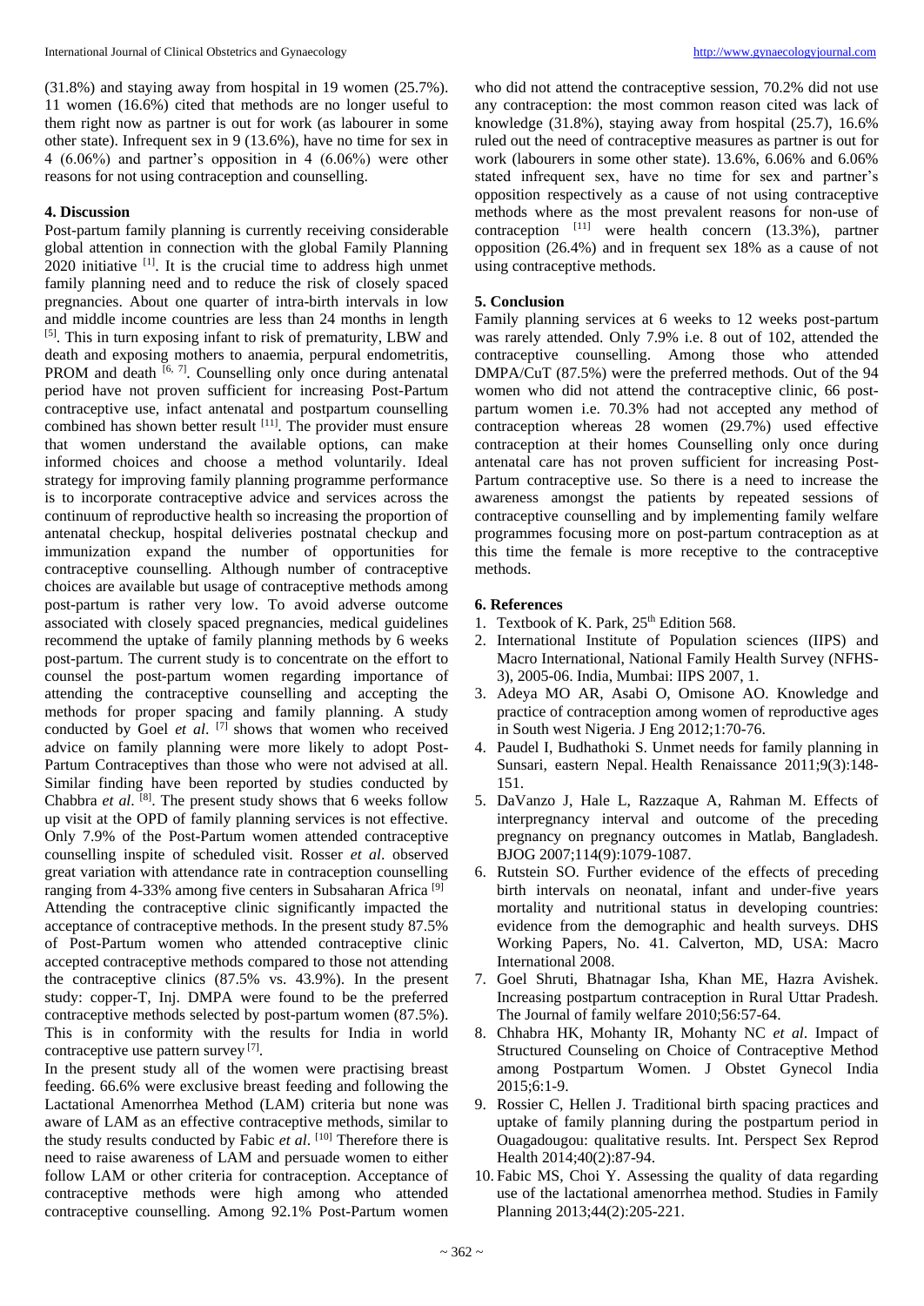(31.8%) and staying away from hospital in 19 women (25.7%). 11 women (16.6%) cited that methods are no longer useful to them right now as partner is out for work (as labourer in some other state). Infrequent sex in 9 (13.6%), have no time for sex in 4 (6.06%) and partner's opposition in 4 (6.06%) were other reasons for not using contraception and counselling.

## 4. Discussion

Post-partum family planning is currently receiving considerable global attention in connection with the global Family Planning 2020 initiative [1]. It is the crucial time to address high unmet family planning need and to reduce the risk of closely spaced pregnancies. About one quarter of intra-birth intervals in low and middle income countries are less than 24 months in length [5]. This in turn exposing infant to risk of prematurity, LBW and death and exposing mothers to anaemia, perpural endometritis, PROM and death [6, 7]. Counselling only once during antenatal period have not proven sufficient for increasing Post-Partum contraceptive use, infact antenatal and postpartum counselling combined has shown better result [11]. The provider must ensure that women understand the available options, can make informed choices and choose a method voluntarily. Ideal strategy for improving family planning programme performance is to incorporate contraceptive advice and services across the continuum of reproductive health so increasing the proportion of antenatal checkup, hospital deliveries postnatal checkup and immunization expand the number of opportunities for contraceptive counselling. Although number of contraceptive choices are available but usage of contraceptive methods among post-partum is rather very low. To avoid adverse outcome associated with closely spaced pregnancies, medical guidelines recommend the uptake of family planning methods by 6 weeks post-partum. The current study is to concentrate on the effort to counsel the post-partum women regarding importance of attending the contraceptive counselling and accepting the methods for proper spacing and family planning. A study conducted by Goel *et al*. [7] shows that women who received advice on family planning were more likely to adopt Post-Partum Contraceptives than those who were not advised at all. Similar finding have been reported by studies conducted by Chabbra *et al*. [8]. The present study shows that 6 weeks follow up visit at the OPD of family planning services is not effective. Only 7.9% of the Post-Partum women attended contraceptive counselling inspite of scheduled visit. Rosser *et al*. observed great variation with attendance rate in contraception counselling ranging from 4-33% among five centers in Subsaharan Africa [9] Attending the contraceptive clinic significantly impacted the acceptance of contraceptive methods. In the present study 87.5% of Post-Partum women who attended contraceptive clinic accepted contraceptive methods compared to those not attending the contraceptive clinics (87.5% vs. 43.9%). In the present study: copper-T, Inj. DMPA were found to be the preferred contraceptive methods selected by post-partum women (87.5%). This is in conformity with the results for India in world contraceptive use pattern survey [7].

In the present study all of the women were practising breast feeding. 66.6% were exclusive breast feeding and following the Lactational Amenorrhea Method (LAM) criteria but none was aware of LAM as an effective contraceptive methods, similar to the study results conducted by Fabic *et al*. [10] Therefore there is need to raise awareness of LAM and persuade women to either follow LAM or other criteria for contraception. Acceptance of contraceptive methods were high among who attended contraceptive counselling. Among 92.1% Post-Partum women who did not attend the contraceptive session, 70.2% did not use any contraception: the most common reason cited was lack of knowledge (31.8%), staying away from hospital (25.7), 16.6% ruled out the need of contraceptive measures as partner is out for work (labourers in some other state). 13.6%, 6.06% and 6.06% stated infrequent sex, have no time for sex and partner's opposition respectively as a cause of not using contraceptive methods where as the most prevalent reasons for non-use of contraception [11] were health concern (13.3%), partner opposition (26.4%) and in frequent sex 18% as a cause of not using contraceptive methods.

## 5. Conclusion

Family planning services at 6 weeks to 12 weeks post-partum was rarely attended. Only 7.9% i.e. 8 out of 102, attended the contraceptive counselling. Among those who attended DMPA/CuT (87.5%) were the preferred methods. Out of the 94 women who did not attend the contraceptive clinic, 66 post-partum women i.e. 70.3% had not accepted any method of contraception whereas 28 women (29.7%) used effective contraception at their homes Counselling only once during antenatal care has not proven sufficient for increasing Post-Partum contraceptive use. So there is a need to increase the awareness amongst the patients by repeated sessions of contraceptive counselling and by implementing family welfare programmes focusing more on post-partum contraception as at this time the female is more receptive to the contraceptive methods.

## 6. References

1. Textbook of K. Park, 25th Edition 568.
2. International Institute of Population sciences (IIPS) and Macro International, National Family Health Survey (NFHS-3), 2005-06. India, Mumbai: IIPS 2007, 1.
3. Adeya MO AR, Asabi O, Omisone AO. Knowledge and practice of contraception among women of reproductive ages in South west Nigeria. J Eng 2012;1:70-76.
4. Paudel I, Budhathoki S. Unmet needs for family planning in Sunsari, eastern Nepal. Health Renaissance 2011;9(3):148-151.
5. DaVanzo J, Hale L, Razzaque A, Rahman M. Effects of interpregnancy interval and outcome of the preceding pregnancy on pregnancy outcomes in Matlab, Bangladesh. BJOG 2007;114(9):1079-1087.
6. Rutstein SO. Further evidence of the effects of preceding birth intervals on neonatal, infant and under-five years mortality and nutritional status in developing countries: evidence from the demographic and health surveys. DHS Working Papers, No. 41. Calverton, MD, USA: Macro International 2008.
7. Goel Shruti, Bhatnagar Isha, Khan ME, Hazra Avishek. Increasing postpartum contraception in Rural Uttar Pradesh. The Journal of family welfare 2010;56:57-64.
8. Chhabra HK, Mohanty IR, Mohanty NC *et al*. Impact of Structured Counseling on Choice of Contraceptive Method among Postpartum Women. J Obstet Gynecol India 2015;6:1-9.
9. Rossier C, Hellen J. Traditional birth spacing practices and uptake of family planning during the postpartum period in Ouagadougou: qualitative results. Int. Perspect Sex Reprod Health 2014;40(2):87-94.
10. Fabic MS, Choi Y. Assessing the quality of data regarding use of the lactational amenorrhea method. Studies in Family Planning 2013;44(2):205-221.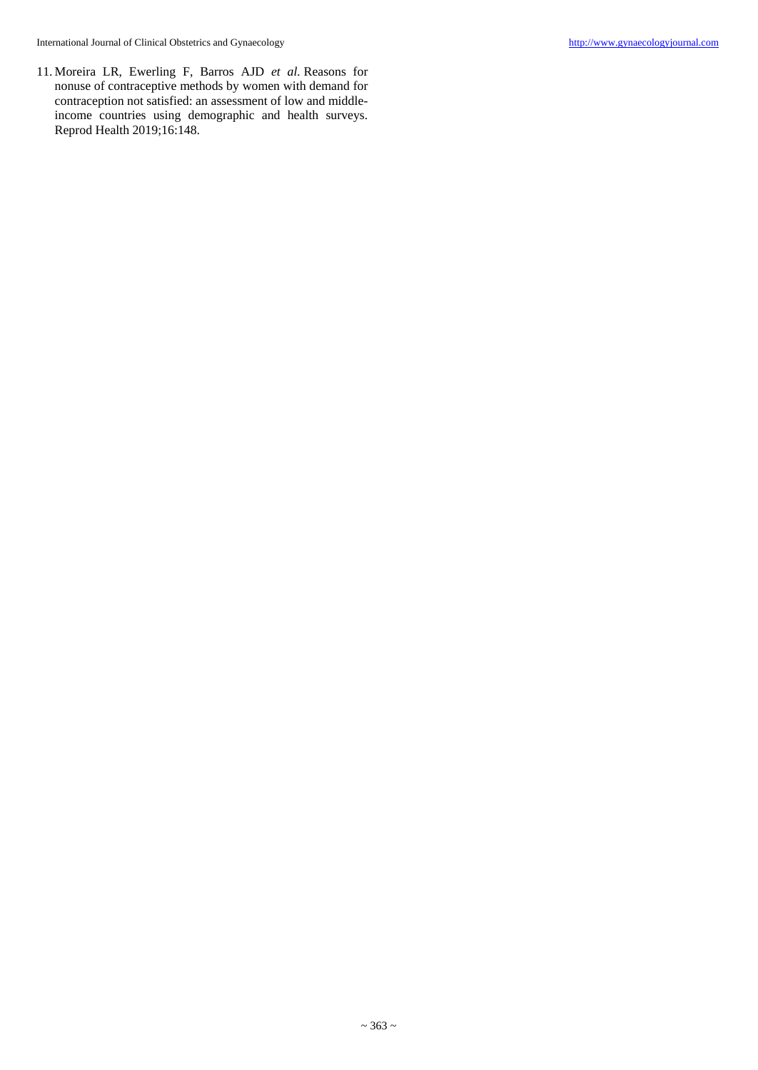11. Moreira LR, Ewerling F, Barros AJD *et al.* Reasons for nonuse of contraceptive methods by women with demand for contraception not satisfied: an assessment of low and middle-income countries using demographic and health surveys. Reprod Health 2019;16:148.